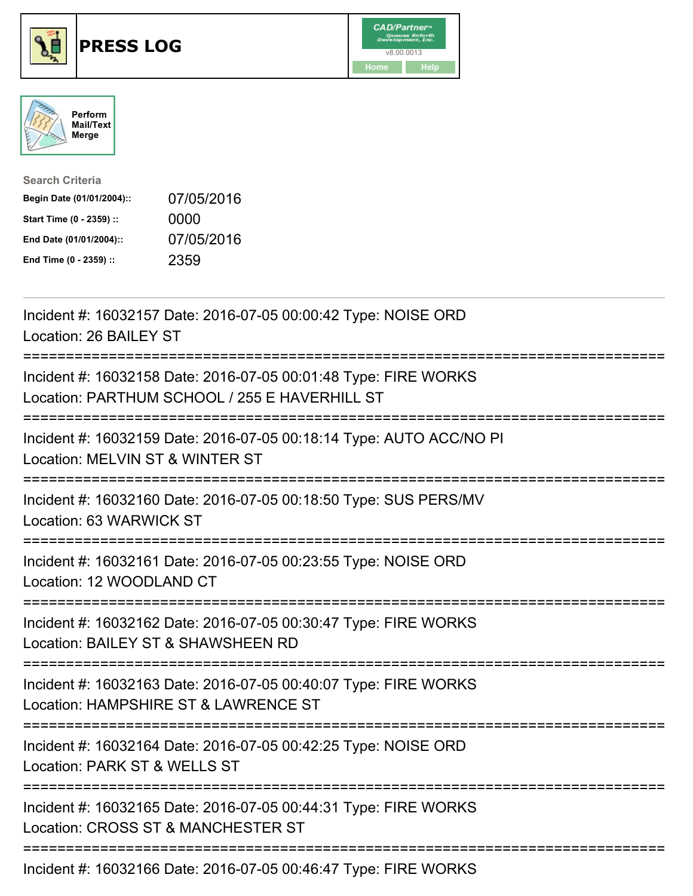# PRESS LOG

CAD/Partner
v8.00.0013
Home Help

Perform Mail/Text Merge

**Search Criteria**

| | |
|---|---|
| **Begin Date (01/01/2004)::** | 07/05/2016 |
| **Start Time (0 - 2359) ::** | 0000 |
| **End Date (01/01/2004)::** | 07/05/2016 |
| **End Time (0 - 2359) ::** | 2359 |

---

Incident #: 16032157 Date: 2016-07-05 00:00:42 Type: NOISE ORD
Location: 26 BAILEY ST

===========================================================================

Incident #: 16032158 Date: 2016-07-05 00:01:48 Type: FIRE WORKS
Location: PARTHUM SCHOOL / 255 E HAVERHILL ST

===========================================================================

Incident #: 16032159 Date: 2016-07-05 00:18:14 Type: AUTO ACC/NO PI
Location: MELVIN ST & WINTER ST

===========================================================================

Incident #: 16032160 Date: 2016-07-05 00:18:50 Type: SUS PERS/MV
Location: 63 WARWICK ST

===========================================================================

Incident #: 16032161 Date: 2016-07-05 00:23:55 Type: NOISE ORD
Location: 12 WOODLAND CT

===========================================================================

Incident #: 16032162 Date: 2016-07-05 00:30:47 Type: FIRE WORKS
Location: BAILEY ST & SHAWSHEEN RD

===========================================================================

Incident #: 16032163 Date: 2016-07-05 00:40:07 Type: FIRE WORKS
Location: HAMPSHIRE ST & LAWRENCE ST

===========================================================================

Incident #: 16032164 Date: 2016-07-05 00:42:25 Type: NOISE ORD
Location: PARK ST & WELLS ST

===========================================================================

Incident #: 16032165 Date: 2016-07-05 00:44:31 Type: FIRE WORKS
Location: CROSS ST & MANCHESTER ST

===========================================================================

Incident #: 16032166 Date: 2016-07-05 00:46:47 Type: FIRE WORKS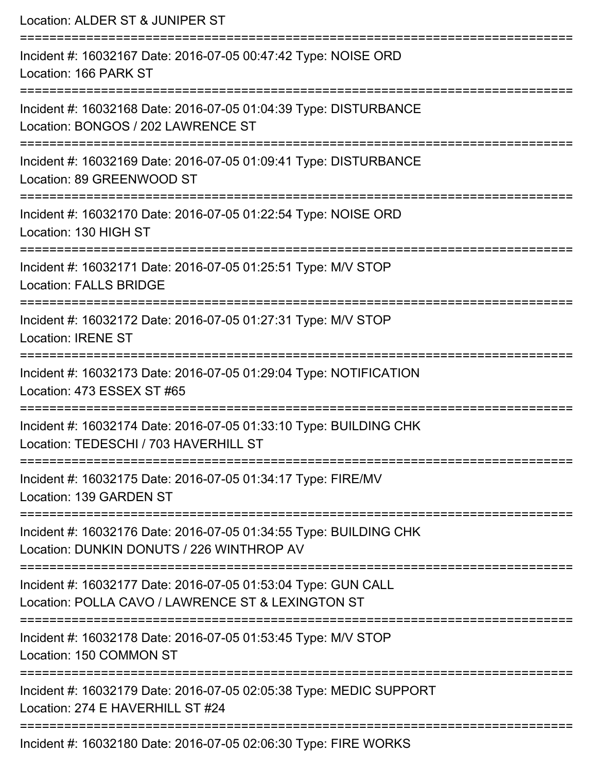Location: ALDER ST & JUNIPER ST

===========================================================================

Incident #: 16032167 Date: 2016-07-05 00:47:42 Type: NOISE ORD
Location: 166 PARK ST

===========================================================================

Incident #: 16032168 Date: 2016-07-05 01:04:39 Type: DISTURBANCE
Location: BONGOS / 202 LAWRENCE ST

===========================================================================

Incident #: 16032169 Date: 2016-07-05 01:09:41 Type: DISTURBANCE
Location: 89 GREENWOOD ST

===========================================================================

Incident #: 16032170 Date: 2016-07-05 01:22:54 Type: NOISE ORD
Location: 130 HIGH ST

===========================================================================

Incident #: 16032171 Date: 2016-07-05 01:25:51 Type: M/V STOP
Location: FALLS BRIDGE

===========================================================================

Incident #: 16032172 Date: 2016-07-05 01:27:31 Type: M/V STOP
Location: IRENE ST

===========================================================================

Incident #: 16032173 Date: 2016-07-05 01:29:04 Type: NOTIFICATION
Location: 473 ESSEX ST #65

===========================================================================

Incident #: 16032174 Date: 2016-07-05 01:33:10 Type: BUILDING CHK
Location: TEDESCHI / 703 HAVERHILL ST

===========================================================================

Incident #: 16032175 Date: 2016-07-05 01:34:17 Type: FIRE/MV
Location: 139 GARDEN ST

===========================================================================

Incident #: 16032176 Date: 2016-07-05 01:34:55 Type: BUILDING CHK
Location: DUNKIN DONUTS / 226 WINTHROP AV

===========================================================================

Incident #: 16032177 Date: 2016-07-05 01:53:04 Type: GUN CALL
Location: POLLA CAVO / LAWRENCE ST & LEXINGTON ST

===========================================================================

Incident #: 16032178 Date: 2016-07-05 01:53:45 Type: M/V STOP
Location: 150 COMMON ST

===========================================================================

Incident #: 16032179 Date: 2016-07-05 02:05:38 Type: MEDIC SUPPORT
Location: 274 E HAVERHILL ST #24

===========================================================================

Incident #: 16032180 Date: 2016-07-05 02:06:30 Type: FIRE WORKS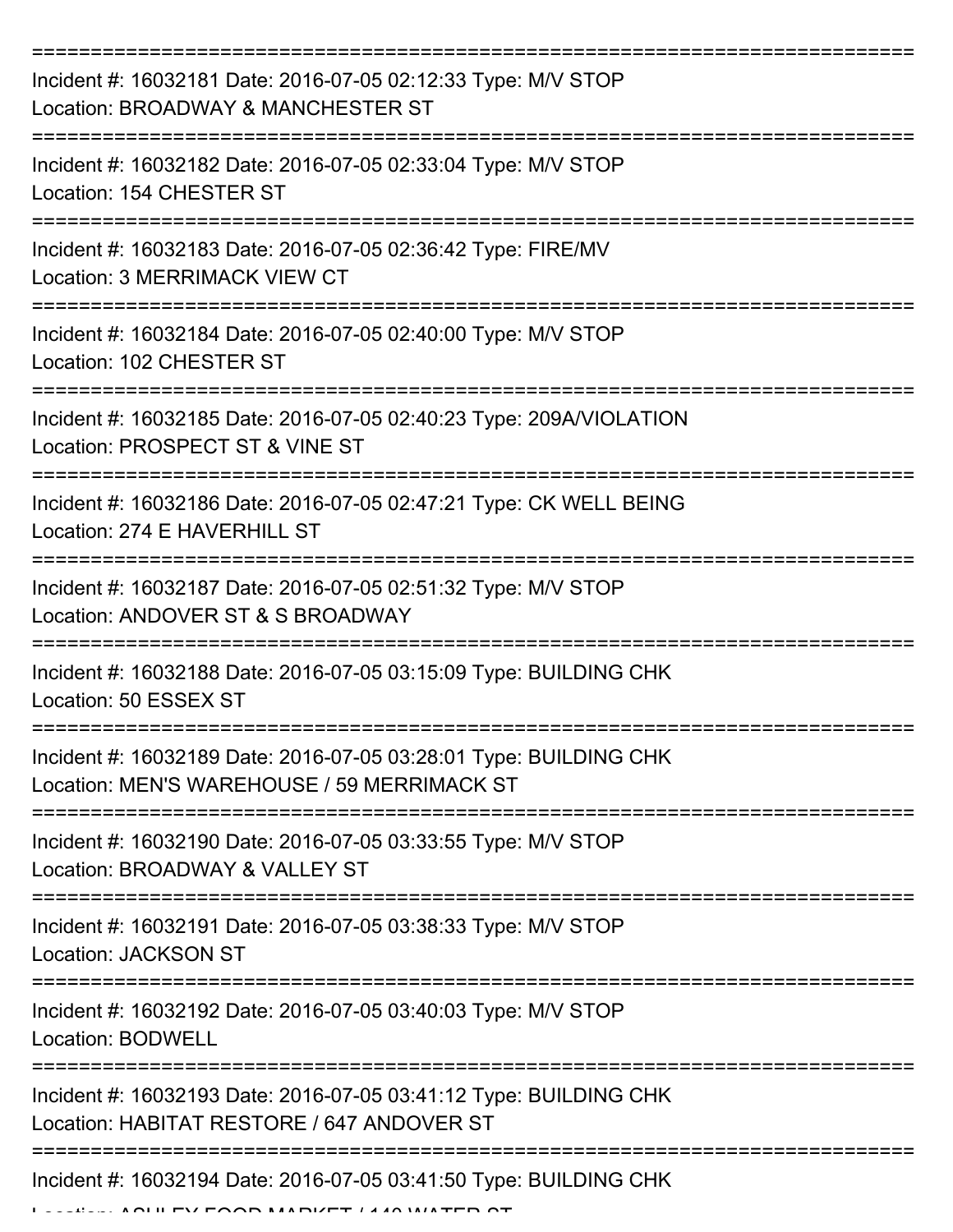===========================================================================

Incident #: 16032181 Date: 2016-07-05 02:12:33 Type: M/V STOP
Location: BROADWAY & MANCHESTER ST

===========================================================================

Incident #: 16032182 Date: 2016-07-05 02:33:04 Type: M/V STOP
Location: 154 CHESTER ST

===========================================================================

Incident #: 16032183 Date: 2016-07-05 02:36:42 Type: FIRE/MV
Location: 3 MERRIMACK VIEW CT

===========================================================================

Incident #: 16032184 Date: 2016-07-05 02:40:00 Type: M/V STOP
Location: 102 CHESTER ST

===========================================================================

Incident #: 16032185 Date: 2016-07-05 02:40:23 Type: 209A/VIOLATION
Location: PROSPECT ST & VINE ST

===========================================================================

Incident #: 16032186 Date: 2016-07-05 02:47:21 Type: CK WELL BEING
Location: 274 E HAVERHILL ST

===========================================================================

Incident #: 16032187 Date: 2016-07-05 02:51:32 Type: M/V STOP
Location: ANDOVER ST & S BROADWAY

===========================================================================

Incident #: 16032188 Date: 2016-07-05 03:15:09 Type: BUILDING CHK
Location: 50 ESSEX ST

===========================================================================

Incident #: 16032189 Date: 2016-07-05 03:28:01 Type: BUILDING CHK
Location: MEN'S WAREHOUSE / 59 MERRIMACK ST

===========================================================================

Incident #: 16032190 Date: 2016-07-05 03:33:55 Type: M/V STOP
Location: BROADWAY & VALLEY ST

===========================================================================

Incident #: 16032191 Date: 2016-07-05 03:38:33 Type: M/V STOP
Location: JACKSON ST

===========================================================================

Incident #: 16032192 Date: 2016-07-05 03:40:03 Type: M/V STOP
Location: BODWELL

===========================================================================

Incident #: 16032193 Date: 2016-07-05 03:41:12 Type: BUILDING CHK
Location: HABITAT RESTORE / 647 ANDOVER ST

===========================================================================

Incident #: 16032194 Date: 2016-07-05 03:41:50 Type: BUILDING CHK
Location: ASHLEY FOOD MARKET / 140 WATER ST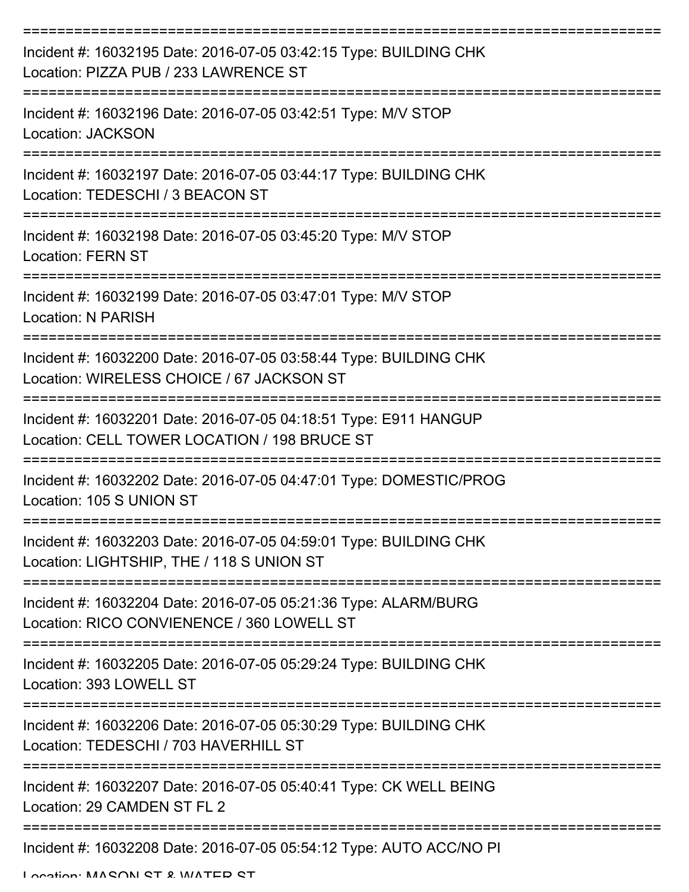Incident #: 16032195 Date: 2016-07-05 03:42:15 Type: BUILDING CHK
Location: PIZZA PUB / 233 LAWRENCE ST

Incident #: 16032196 Date: 2016-07-05 03:42:51 Type: M/V STOP
Location: JACKSON

Incident #: 16032197 Date: 2016-07-05 03:44:17 Type: BUILDING CHK
Location: TEDESCHI / 3 BEACON ST

Incident #: 16032198 Date: 2016-07-05 03:45:20 Type: M/V STOP
Location: FERN ST

Incident #: 16032199 Date: 2016-07-05 03:47:01 Type: M/V STOP
Location: N PARISH

Incident #: 16032200 Date: 2016-07-05 03:58:44 Type: BUILDING CHK
Location: WIRELESS CHOICE / 67 JACKSON ST

Incident #: 16032201 Date: 2016-07-05 04:18:51 Type: E911 HANGUP
Location: CELL TOWER LOCATION / 198 BRUCE ST

Incident #: 16032202 Date: 2016-07-05 04:47:01 Type: DOMESTIC/PROG
Location: 105 S UNION ST

Incident #: 16032203 Date: 2016-07-05 04:59:01 Type: BUILDING CHK
Location: LIGHTSHIP, THE / 118 S UNION ST

Incident #: 16032204 Date: 2016-07-05 05:21:36 Type: ALARM/BURG
Location: RICO CONVIENENCE / 360 LOWELL ST

Incident #: 16032205 Date: 2016-07-05 05:29:24 Type: BUILDING CHK
Location: 393 LOWELL ST

Incident #: 16032206 Date: 2016-07-05 05:30:29 Type: BUILDING CHK
Location: TEDESCHI / 703 HAVERHILL ST

Incident #: 16032207 Date: 2016-07-05 05:40:41 Type: CK WELL BEING
Location: 29 CAMDEN ST FL 2

Incident #: 16032208 Date: 2016-07-05 05:54:12 Type: AUTO ACC/NO PI
Location: MASON ST & WATER ST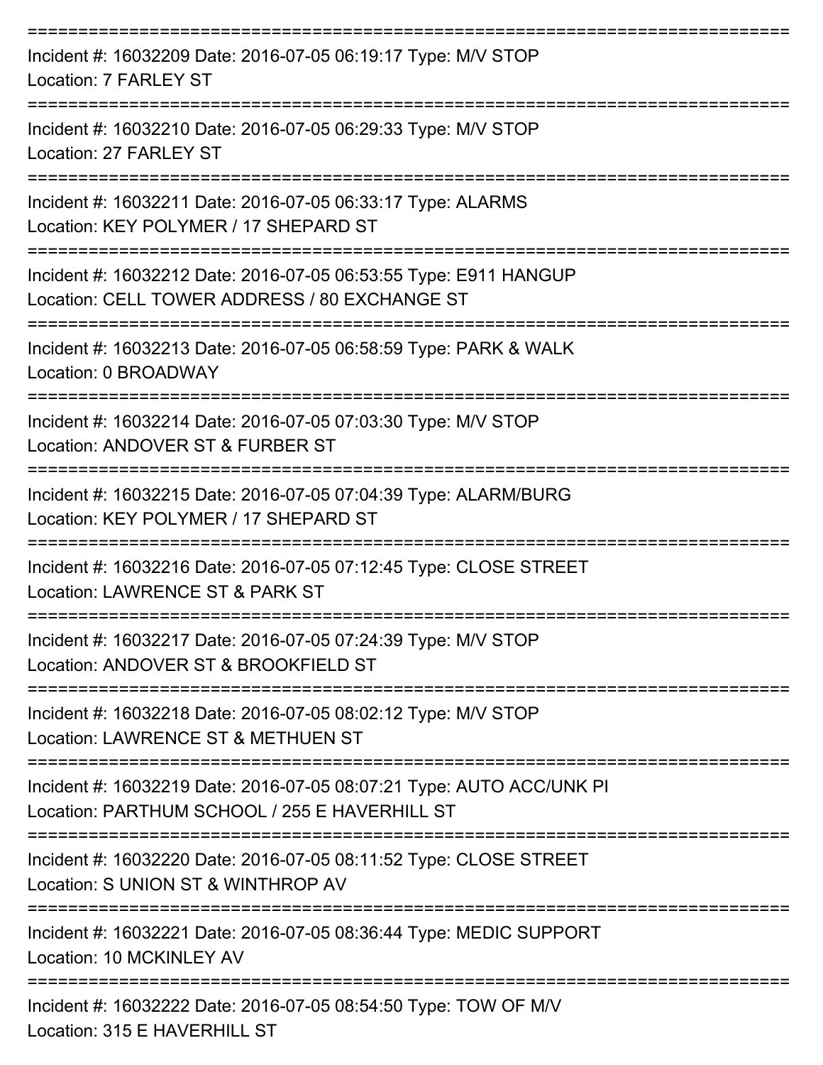===========================================================================

Incident #: 16032209 Date: 2016-07-05 06:19:17 Type: M/V STOP
Location: 7 FARLEY ST

===========================================================================

Incident #: 16032210 Date: 2016-07-05 06:29:33 Type: M/V STOP
Location: 27 FARLEY ST

===========================================================================

Incident #: 16032211 Date: 2016-07-05 06:33:17 Type: ALARMS
Location: KEY POLYMER / 17 SHEPARD ST

===========================================================================

Incident #: 16032212 Date: 2016-07-05 06:53:55 Type: E911 HANGUP
Location: CELL TOWER ADDRESS / 80 EXCHANGE ST

===========================================================================

Incident #: 16032213 Date: 2016-07-05 06:58:59 Type: PARK & WALK
Location: 0 BROADWAY

===========================================================================

Incident #: 16032214 Date: 2016-07-05 07:03:30 Type: M/V STOP
Location: ANDOVER ST & FURBER ST

===========================================================================

Incident #: 16032215 Date: 2016-07-05 07:04:39 Type: ALARM/BURG
Location: KEY POLYMER / 17 SHEPARD ST

===========================================================================

Incident #: 16032216 Date: 2016-07-05 07:12:45 Type: CLOSE STREET
Location: LAWRENCE ST & PARK ST

===========================================================================

Incident #: 16032217 Date: 2016-07-05 07:24:39 Type: M/V STOP
Location: ANDOVER ST & BROOKFIELD ST

===========================================================================

Incident #: 16032218 Date: 2016-07-05 08:02:12 Type: M/V STOP
Location: LAWRENCE ST & METHUEN ST

===========================================================================

Incident #: 16032219 Date: 2016-07-05 08:07:21 Type: AUTO ACC/UNK PI
Location: PARTHUM SCHOOL / 255 E HAVERHILL ST

===========================================================================

Incident #: 16032220 Date: 2016-07-05 08:11:52 Type: CLOSE STREET
Location: S UNION ST & WINTHROP AV

===========================================================================

Incident #: 16032221 Date: 2016-07-05 08:36:44 Type: MEDIC SUPPORT
Location: 10 MCKINLEY AV

===========================================================================

Incident #: 16032222 Date: 2016-07-05 08:54:50 Type: TOW OF M/V
Location: 315 E HAVERHILL ST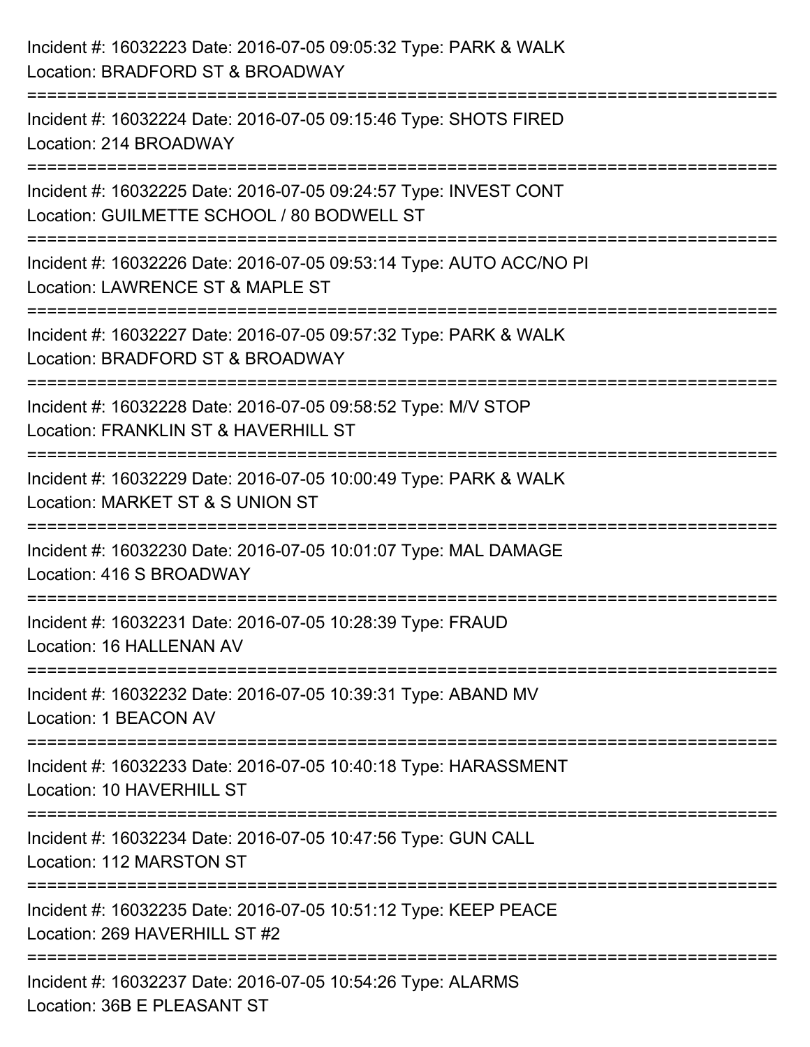Incident #: 16032223 Date: 2016-07-05 09:05:32 Type: PARK & WALK
Location: BRADFORD ST & BROADWAY

===========================================================================

Incident #: 16032224 Date: 2016-07-05 09:15:46 Type: SHOTS FIRED
Location: 214 BROADWAY

===========================================================================

Incident #: 16032225 Date: 2016-07-05 09:24:57 Type: INVEST CONT
Location: GUILMETTE SCHOOL / 80 BODWELL ST

===========================================================================

Incident #: 16032226 Date: 2016-07-05 09:53:14 Type: AUTO ACC/NO PI
Location: LAWRENCE ST & MAPLE ST

===========================================================================

Incident #: 16032227 Date: 2016-07-05 09:57:32 Type: PARK & WALK
Location: BRADFORD ST & BROADWAY

===========================================================================

Incident #: 16032228 Date: 2016-07-05 09:58:52 Type: M/V STOP
Location: FRANKLIN ST & HAVERHILL ST

===========================================================================

Incident #: 16032229 Date: 2016-07-05 10:00:49 Type: PARK & WALK
Location: MARKET ST & S UNION ST

===========================================================================

Incident #: 16032230 Date: 2016-07-05 10:01:07 Type: MAL DAMAGE
Location: 416 S BROADWAY

===========================================================================

Incident #: 16032231 Date: 2016-07-05 10:28:39 Type: FRAUD
Location: 16 HALLENAN AV

===========================================================================

Incident #: 16032232 Date: 2016-07-05 10:39:31 Type: ABAND MV
Location: 1 BEACON AV

===========================================================================

Incident #: 16032233 Date: 2016-07-05 10:40:18 Type: HARASSMENT
Location: 10 HAVERHILL ST

===========================================================================

Incident #: 16032234 Date: 2016-07-05 10:47:56 Type: GUN CALL
Location: 112 MARSTON ST

===========================================================================

Incident #: 16032235 Date: 2016-07-05 10:51:12 Type: KEEP PEACE
Location: 269 HAVERHILL ST #2

===========================================================================

Incident #: 16032237 Date: 2016-07-05 10:54:26 Type: ALARMS
Location: 36B E PLEASANT ST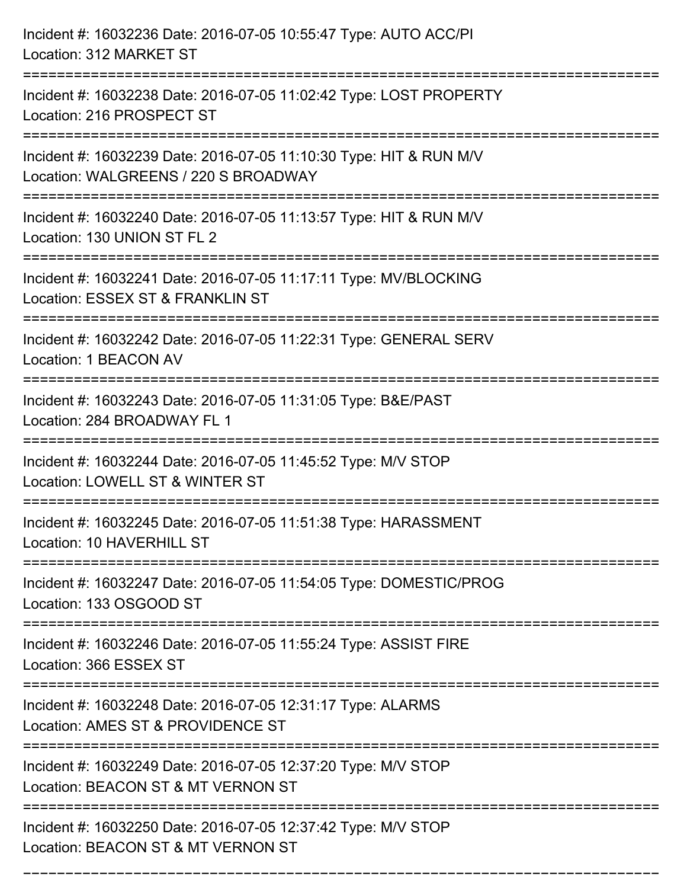Incident #: 16032236 Date: 2016-07-05 10:55:47 Type: AUTO ACC/PI
Location: 312 MARKET ST

===========================================================================

Incident #: 16032238 Date: 2016-07-05 11:02:42 Type: LOST PROPERTY
Location: 216 PROSPECT ST

===========================================================================

Incident #: 16032239 Date: 2016-07-05 11:10:30 Type: HIT & RUN M/V
Location: WALGREENS / 220 S BROADWAY

===========================================================================

Incident #: 16032240 Date: 2016-07-05 11:13:57 Type: HIT & RUN M/V
Location: 130 UNION ST FL 2

===========================================================================

Incident #: 16032241 Date: 2016-07-05 11:17:11 Type: MV/BLOCKING
Location: ESSEX ST & FRANKLIN ST

===========================================================================

Incident #: 16032242 Date: 2016-07-05 11:22:31 Type: GENERAL SERV
Location: 1 BEACON AV

===========================================================================

Incident #: 16032243 Date: 2016-07-05 11:31:05 Type: B&E/PAST
Location: 284 BROADWAY FL 1

===========================================================================

Incident #: 16032244 Date: 2016-07-05 11:45:52 Type: M/V STOP
Location: LOWELL ST & WINTER ST

===========================================================================

Incident #: 16032245 Date: 2016-07-05 11:51:38 Type: HARASSMENT
Location: 10 HAVERHILL ST

===========================================================================

Incident #: 16032247 Date: 2016-07-05 11:54:05 Type: DOMESTIC/PROG
Location: 133 OSGOOD ST

===========================================================================

Incident #: 16032246 Date: 2016-07-05 11:55:24 Type: ASSIST FIRE
Location: 366 ESSEX ST

===========================================================================

Incident #: 16032248 Date: 2016-07-05 12:31:17 Type: ALARMS
Location: AMES ST & PROVIDENCE ST

===========================================================================

Incident #: 16032249 Date: 2016-07-05 12:37:20 Type: M/V STOP
Location: BEACON ST & MT VERNON ST

===========================================================================

Incident #: 16032250 Date: 2016-07-05 12:37:42 Type: M/V STOP
Location: BEACON ST & MT VERNON ST

===========================================================================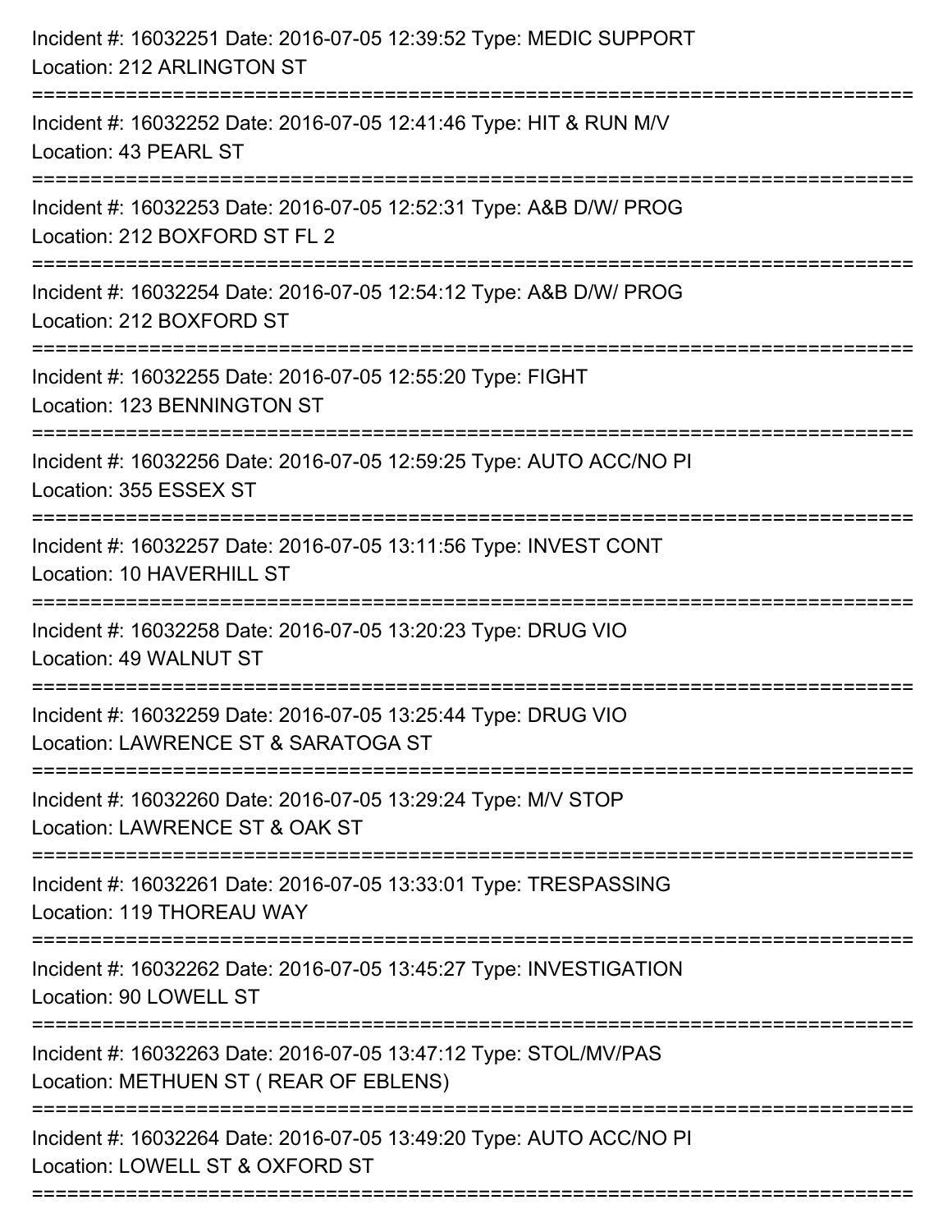Incident #: 16032251 Date: 2016-07-05 12:39:52 Type: MEDIC SUPPORT
Location: 212 ARLINGTON ST

===========================================================================

Incident #: 16032252 Date: 2016-07-05 12:41:46 Type: HIT & RUN M/V
Location: 43 PEARL ST

===========================================================================

Incident #: 16032253 Date: 2016-07-05 12:52:31 Type: A&B D/W/ PROG
Location: 212 BOXFORD ST FL 2

===========================================================================

Incident #: 16032254 Date: 2016-07-05 12:54:12 Type: A&B D/W/ PROG
Location: 212 BOXFORD ST

===========================================================================

Incident #: 16032255 Date: 2016-07-05 12:55:20 Type: FIGHT
Location: 123 BENNINGTON ST

===========================================================================

Incident #: 16032256 Date: 2016-07-05 12:59:25 Type: AUTO ACC/NO PI
Location: 355 ESSEX ST

===========================================================================

Incident #: 16032257 Date: 2016-07-05 13:11:56 Type: INVEST CONT
Location: 10 HAVERHILL ST

===========================================================================

Incident #: 16032258 Date: 2016-07-05 13:20:23 Type: DRUG VIO
Location: 49 WALNUT ST

===========================================================================

Incident #: 16032259 Date: 2016-07-05 13:25:44 Type: DRUG VIO
Location: LAWRENCE ST & SARATOGA ST

===========================================================================

Incident #: 16032260 Date: 2016-07-05 13:29:24 Type: M/V STOP
Location: LAWRENCE ST & OAK ST

===========================================================================

Incident #: 16032261 Date: 2016-07-05 13:33:01 Type: TRESPASSING
Location: 119 THOREAU WAY

===========================================================================

Incident #: 16032262 Date: 2016-07-05 13:45:27 Type: INVESTIGATION
Location: 90 LOWELL ST

===========================================================================

Incident #: 16032263 Date: 2016-07-05 13:47:12 Type: STOL/MV/PAS
Location: METHUEN ST ( REAR OF EBLENS)

===========================================================================

Incident #: 16032264 Date: 2016-07-05 13:49:20 Type: AUTO ACC/NO PI
Location: LOWELL ST & OXFORD ST

===========================================================================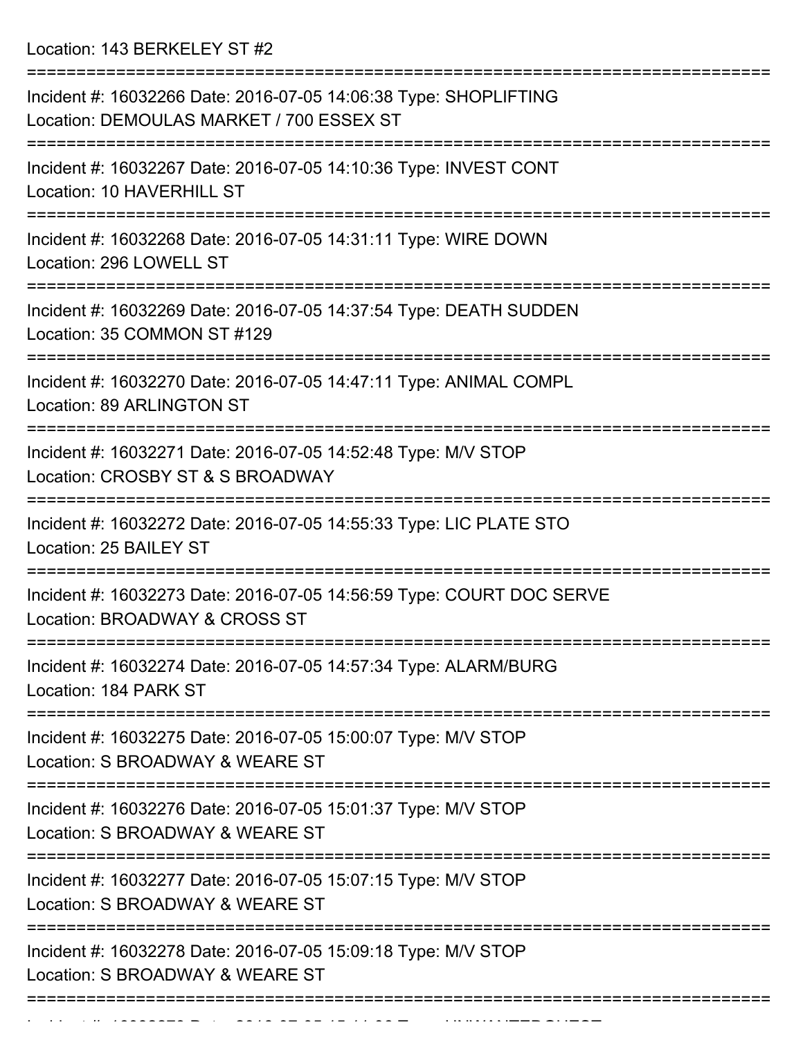Location: 143 BERKELEY ST #2

===========================================================================

Incident #: 16032266 Date: 2016-07-05 14:06:38 Type: SHOPLIFTING
Location: DEMOULAS MARKET / 700 ESSEX ST

===========================================================================

Incident #: 16032267 Date: 2016-07-05 14:10:36 Type: INVEST CONT
Location: 10 HAVERHILL ST

===========================================================================

Incident #: 16032268 Date: 2016-07-05 14:31:11 Type: WIRE DOWN
Location: 296 LOWELL ST

===========================================================================

Incident #: 16032269 Date: 2016-07-05 14:37:54 Type: DEATH SUDDEN
Location: 35 COMMON ST #129

===========================================================================

Incident #: 16032270 Date: 2016-07-05 14:47:11 Type: ANIMAL COMPL
Location: 89 ARLINGTON ST

===========================================================================

Incident #: 16032271 Date: 2016-07-05 14:52:48 Type: M/V STOP
Location: CROSBY ST & S BROADWAY

===========================================================================

Incident #: 16032272 Date: 2016-07-05 14:55:33 Type: LIC PLATE STO
Location: 25 BAILEY ST

===========================================================================

Incident #: 16032273 Date: 2016-07-05 14:56:59 Type: COURT DOC SERVE
Location: BROADWAY & CROSS ST

===========================================================================

Incident #: 16032274 Date: 2016-07-05 14:57:34 Type: ALARM/BURG
Location: 184 PARK ST

===========================================================================

Incident #: 16032275 Date: 2016-07-05 15:00:07 Type: M/V STOP
Location: S BROADWAY & WEARE ST

===========================================================================

Incident #: 16032276 Date: 2016-07-05 15:01:37 Type: M/V STOP
Location: S BROADWAY & WEARE ST

===========================================================================

Incident #: 16032277 Date: 2016-07-05 15:07:15 Type: M/V STOP
Location: S BROADWAY & WEARE ST

===========================================================================

Incident #: 16032278 Date: 2016-07-05 15:09:18 Type: M/V STOP
Location: S BROADWAY & WEARE ST

===========================================================================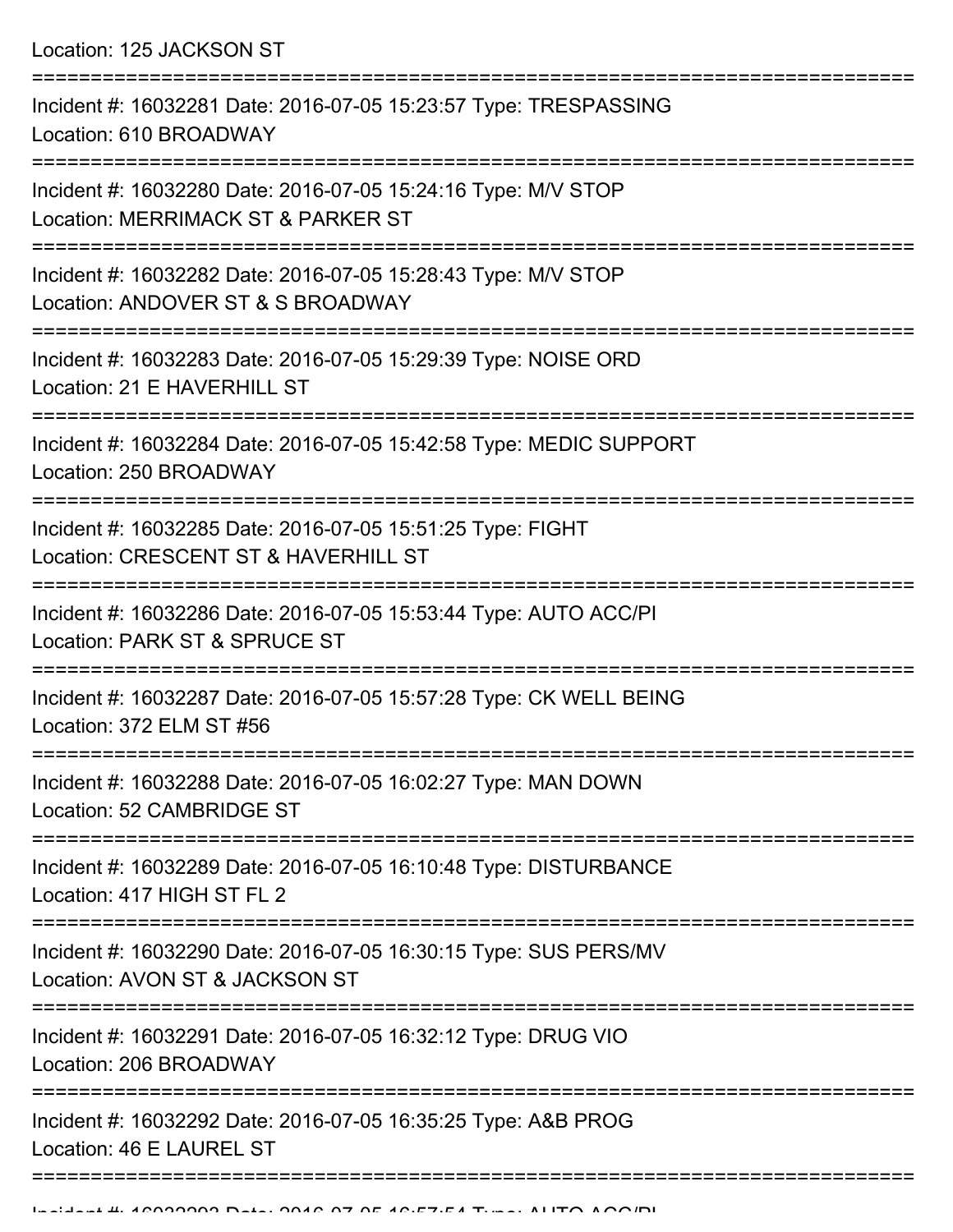Location: 125 JACKSON ST

===========================================================================

Incident #: 16032281 Date: 2016-07-05 15:23:57 Type: TRESPASSING
Location: 610 BROADWAY

===========================================================================

Incident #: 16032280 Date: 2016-07-05 15:24:16 Type: M/V STOP
Location: MERRIMACK ST & PARKER ST

===========================================================================

Incident #: 16032282 Date: 2016-07-05 15:28:43 Type: M/V STOP
Location: ANDOVER ST & S BROADWAY

===========================================================================

Incident #: 16032283 Date: 2016-07-05 15:29:39 Type: NOISE ORD
Location: 21 E HAVERHILL ST

===========================================================================

Incident #: 16032284 Date: 2016-07-05 15:42:58 Type: MEDIC SUPPORT
Location: 250 BROADWAY

===========================================================================

Incident #: 16032285 Date: 2016-07-05 15:51:25 Type: FIGHT
Location: CRESCENT ST & HAVERHILL ST

===========================================================================

Incident #: 16032286 Date: 2016-07-05 15:53:44 Type: AUTO ACC/PI
Location: PARK ST & SPRUCE ST

===========================================================================

Incident #: 16032287 Date: 2016-07-05 15:57:28 Type: CK WELL BEING
Location: 372 ELM ST #56

===========================================================================

Incident #: 16032288 Date: 2016-07-05 16:02:27 Type: MAN DOWN
Location: 52 CAMBRIDGE ST

===========================================================================

Incident #: 16032289 Date: 2016-07-05 16:10:48 Type: DISTURBANCE
Location: 417 HIGH ST FL 2

===========================================================================

Incident #: 16032290 Date: 2016-07-05 16:30:15 Type: SUS PERS/MV
Location: AVON ST & JACKSON ST

===========================================================================

Incident #: 16032291 Date: 2016-07-05 16:32:12 Type: DRUG VIO
Location: 206 BROADWAY

===========================================================================

Incident #: 16032292 Date: 2016-07-05 16:35:25 Type: A&B PROG
Location: 46 E LAUREL ST

===========================================================================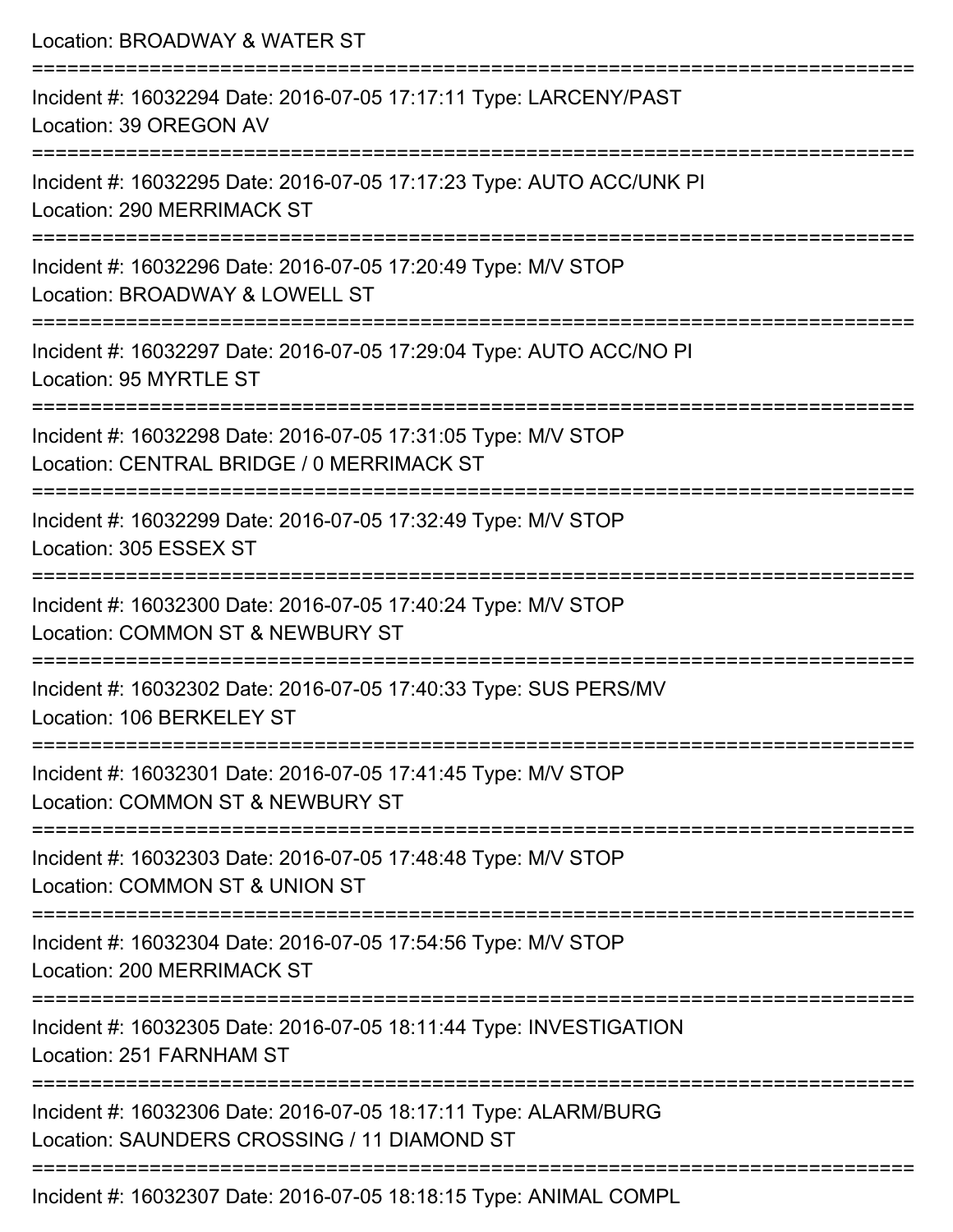Location: BROADWAY & WATER ST

===========================================================================

Incident #: 16032294 Date: 2016-07-05 17:17:11 Type: LARCENY/PAST
Location: 39 OREGON AV

===========================================================================

Incident #: 16032295 Date: 2016-07-05 17:17:23 Type: AUTO ACC/UNK PI
Location: 290 MERRIMACK ST

===========================================================================

Incident #: 16032296 Date: 2016-07-05 17:20:49 Type: M/V STOP
Location: BROADWAY & LOWELL ST

===========================================================================

Incident #: 16032297 Date: 2016-07-05 17:29:04 Type: AUTO ACC/NO PI
Location: 95 MYRTLE ST

===========================================================================

Incident #: 16032298 Date: 2016-07-05 17:31:05 Type: M/V STOP
Location: CENTRAL BRIDGE / 0 MERRIMACK ST

===========================================================================

Incident #: 16032299 Date: 2016-07-05 17:32:49 Type: M/V STOP
Location: 305 ESSEX ST

===========================================================================

Incident #: 16032300 Date: 2016-07-05 17:40:24 Type: M/V STOP
Location: COMMON ST & NEWBURY ST

===========================================================================

Incident #: 16032302 Date: 2016-07-05 17:40:33 Type: SUS PERS/MV
Location: 106 BERKELEY ST

===========================================================================

Incident #: 16032301 Date: 2016-07-05 17:41:45 Type: M/V STOP
Location: COMMON ST & NEWBURY ST

===========================================================================

Incident #: 16032303 Date: 2016-07-05 17:48:48 Type: M/V STOP
Location: COMMON ST & UNION ST

===========================================================================

Incident #: 16032304 Date: 2016-07-05 17:54:56 Type: M/V STOP
Location: 200 MERRIMACK ST

===========================================================================

Incident #: 16032305 Date: 2016-07-05 18:11:44 Type: INVESTIGATION
Location: 251 FARNHAM ST

===========================================================================

Incident #: 16032306 Date: 2016-07-05 18:17:11 Type: ALARM/BURG
Location: SAUNDERS CROSSING / 11 DIAMOND ST

===========================================================================

Incident #: 16032307 Date: 2016-07-05 18:18:15 Type: ANIMAL COMPL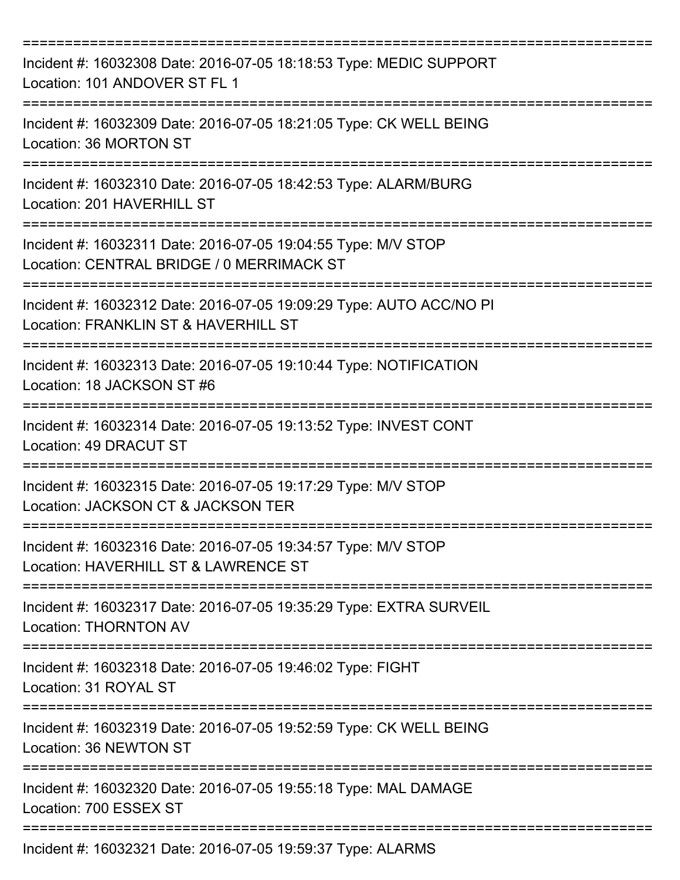===========================================================================

Incident #: 16032308 Date: 2016-07-05 18:18:53 Type: MEDIC SUPPORT
Location: 101 ANDOVER ST FL 1

===========================================================================

Incident #: 16032309 Date: 2016-07-05 18:21:05 Type: CK WELL BEING
Location: 36 MORTON ST

===========================================================================

Incident #: 16032310 Date: 2016-07-05 18:42:53 Type: ALARM/BURG
Location: 201 HAVERHILL ST

===========================================================================

Incident #: 16032311 Date: 2016-07-05 19:04:55 Type: M/V STOP
Location: CENTRAL BRIDGE / 0 MERRIMACK ST

===========================================================================

Incident #: 16032312 Date: 2016-07-05 19:09:29 Type: AUTO ACC/NO PI
Location: FRANKLIN ST & HAVERHILL ST

===========================================================================

Incident #: 16032313 Date: 2016-07-05 19:10:44 Type: NOTIFICATION
Location: 18 JACKSON ST #6

===========================================================================

Incident #: 16032314 Date: 2016-07-05 19:13:52 Type: INVEST CONT
Location: 49 DRACUT ST

===========================================================================

Incident #: 16032315 Date: 2016-07-05 19:17:29 Type: M/V STOP
Location: JACKSON CT & JACKSON TER

===========================================================================

Incident #: 16032316 Date: 2016-07-05 19:34:57 Type: M/V STOP
Location: HAVERHILL ST & LAWRENCE ST

===========================================================================

Incident #: 16032317 Date: 2016-07-05 19:35:29 Type: EXTRA SURVEIL
Location: THORNTON AV

===========================================================================

Incident #: 16032318 Date: 2016-07-05 19:46:02 Type: FIGHT
Location: 31 ROYAL ST

===========================================================================

Incident #: 16032319 Date: 2016-07-05 19:52:59 Type: CK WELL BEING
Location: 36 NEWTON ST

===========================================================================

Incident #: 16032320 Date: 2016-07-05 19:55:18 Type: MAL DAMAGE
Location: 700 ESSEX ST

===========================================================================

Incident #: 16032321 Date: 2016-07-05 19:59:37 Type: ALARMS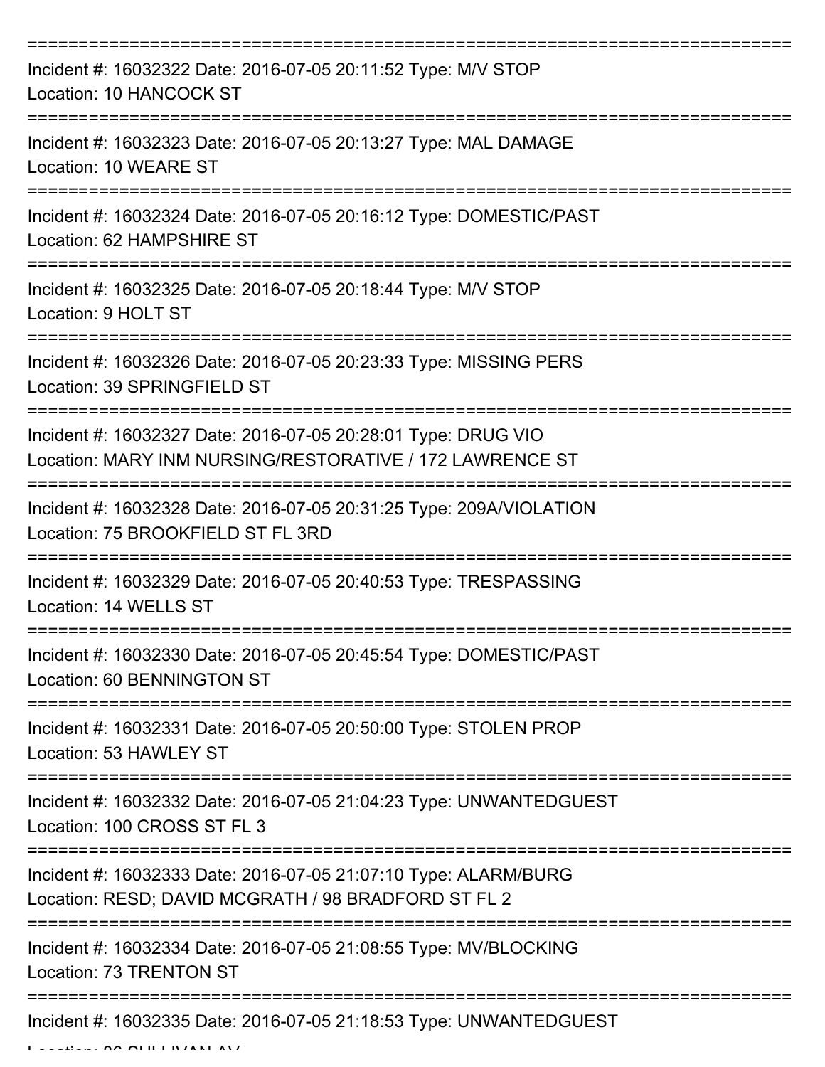Incident #: 16032322 Date: 2016-07-05 20:11:52 Type: M/V STOP
Location: 10 HANCOCK ST

Incident #: 16032323 Date: 2016-07-05 20:13:27 Type: MAL DAMAGE
Location: 10 WEARE ST

Incident #: 16032324 Date: 2016-07-05 20:16:12 Type: DOMESTIC/PAST
Location: 62 HAMPSHIRE ST

Incident #: 16032325 Date: 2016-07-05 20:18:44 Type: M/V STOP
Location: 9 HOLT ST

Incident #: 16032326 Date: 2016-07-05 20:23:33 Type: MISSING PERS
Location: 39 SPRINGFIELD ST

Incident #: 16032327 Date: 2016-07-05 20:28:01 Type: DRUG VIO
Location: MARY INM NURSING/RESTORATIVE / 172 LAWRENCE ST

Incident #: 16032328 Date: 2016-07-05 20:31:25 Type: 209A/VIOLATION
Location: 75 BROOKFIELD ST FL 3RD

Incident #: 16032329 Date: 2016-07-05 20:40:53 Type: TRESPASSING
Location: 14 WELLS ST

Incident #: 16032330 Date: 2016-07-05 20:45:54 Type: DOMESTIC/PAST
Location: 60 BENNINGTON ST

Incident #: 16032331 Date: 2016-07-05 20:50:00 Type: STOLEN PROP
Location: 53 HAWLEY ST

Incident #: 16032332 Date: 2016-07-05 21:04:23 Type: UNWANTEDGUEST
Location: 100 CROSS ST FL 3

Incident #: 16032333 Date: 2016-07-05 21:07:10 Type: ALARM/BURG
Location: RESD; DAVID MCGRATH / 98 BRADFORD ST FL 2

Incident #: 16032334 Date: 2016-07-05 21:08:55 Type: MV/BLOCKING
Location: 73 TRENTON ST

Incident #: 16032335 Date: 2016-07-05 21:18:53 Type: UNWANTEDGUEST
Location: 86 SULLIVAN AV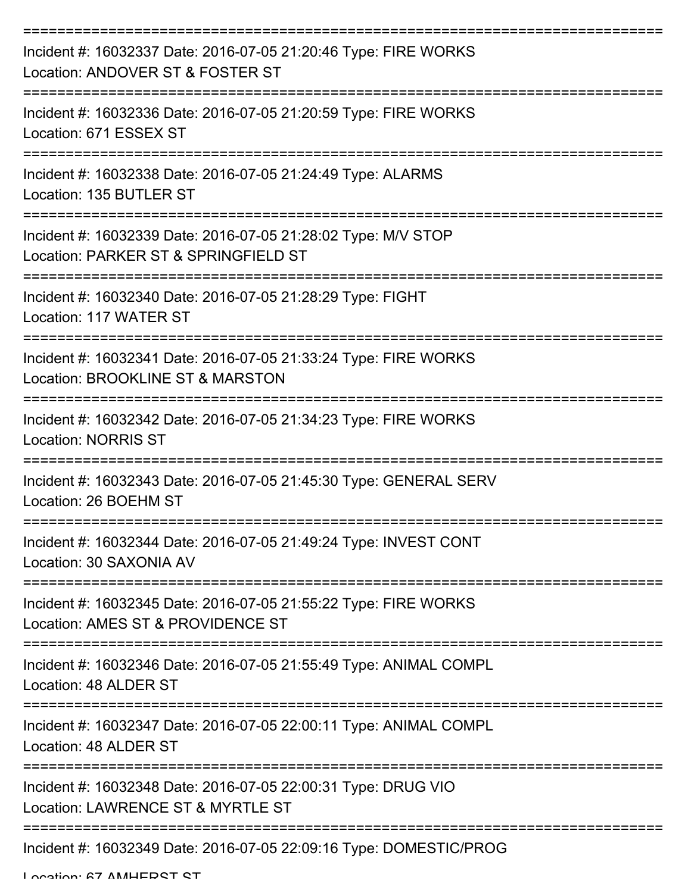===========================================================================

Incident #: 16032337 Date: 2016-07-05 21:20:46 Type: FIRE WORKS
Location: ANDOVER ST & FOSTER ST

===========================================================================

Incident #: 16032336 Date: 2016-07-05 21:20:59 Type: FIRE WORKS
Location: 671 ESSEX ST

===========================================================================

Incident #: 16032338 Date: 2016-07-05 21:24:49 Type: ALARMS
Location: 135 BUTLER ST

===========================================================================

Incident #: 16032339 Date: 2016-07-05 21:28:02 Type: M/V STOP
Location: PARKER ST & SPRINGFIELD ST

===========================================================================

Incident #: 16032340 Date: 2016-07-05 21:28:29 Type: FIGHT
Location: 117 WATER ST

===========================================================================

Incident #: 16032341 Date: 2016-07-05 21:33:24 Type: FIRE WORKS
Location: BROOKLINE ST & MARSTON

===========================================================================

Incident #: 16032342 Date: 2016-07-05 21:34:23 Type: FIRE WORKS
Location: NORRIS ST

===========================================================================

Incident #: 16032343 Date: 2016-07-05 21:45:30 Type: GENERAL SERV
Location: 26 BOEHM ST

===========================================================================

Incident #: 16032344 Date: 2016-07-05 21:49:24 Type: INVEST CONT
Location: 30 SAXONIA AV

===========================================================================

Incident #: 16032345 Date: 2016-07-05 21:55:22 Type: FIRE WORKS
Location: AMES ST & PROVIDENCE ST

===========================================================================

Incident #: 16032346 Date: 2016-07-05 21:55:49 Type: ANIMAL COMPL
Location: 48 ALDER ST

===========================================================================

Incident #: 16032347 Date: 2016-07-05 22:00:11 Type: ANIMAL COMPL
Location: 48 ALDER ST

===========================================================================

Incident #: 16032348 Date: 2016-07-05 22:00:31 Type: DRUG VIO
Location: LAWRENCE ST & MYRTLE ST

===========================================================================

Incident #: 16032349 Date: 2016-07-05 22:09:16 Type: DOMESTIC/PROG
Location: 67 AMHERST ST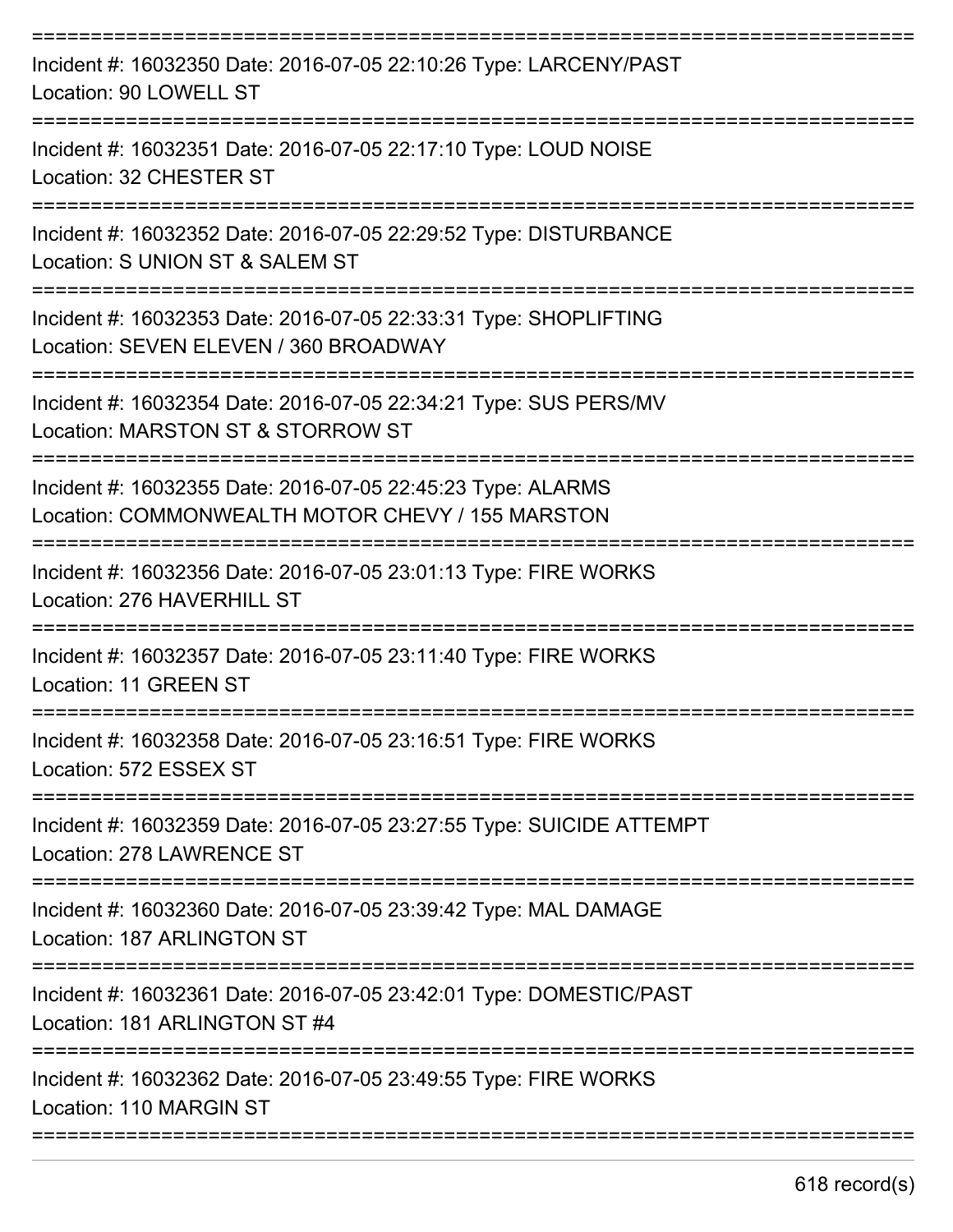Incident #: 16032350 Date: 2016-07-05 22:10:26 Type: LARCENY/PAST
Location: 90 LOWELL ST

Incident #: 16032351 Date: 2016-07-05 22:17:10 Type: LOUD NOISE
Location: 32 CHESTER ST

Incident #: 16032352 Date: 2016-07-05 22:29:52 Type: DISTURBANCE
Location: S UNION ST & SALEM ST

Incident #: 16032353 Date: 2016-07-05 22:33:31 Type: SHOPLIFTING
Location: SEVEN ELEVEN / 360 BROADWAY

Incident #: 16032354 Date: 2016-07-05 22:34:21 Type: SUS PERS/MV
Location: MARSTON ST & STORROW ST

Incident #: 16032355 Date: 2016-07-05 22:45:23 Type: ALARMS
Location: COMMONWEALTH MOTOR CHEVY / 155 MARSTON

Incident #: 16032356 Date: 2016-07-05 23:01:13 Type: FIRE WORKS
Location: 276 HAVERHILL ST

Incident #: 16032357 Date: 2016-07-05 23:11:40 Type: FIRE WORKS
Location: 11 GREEN ST

Incident #: 16032358 Date: 2016-07-05 23:16:51 Type: FIRE WORKS
Location: 572 ESSEX ST

Incident #: 16032359 Date: 2016-07-05 23:27:55 Type: SUICIDE ATTEMPT
Location: 278 LAWRENCE ST

Incident #: 16032360 Date: 2016-07-05 23:39:42 Type: MAL DAMAGE
Location: 187 ARLINGTON ST

Incident #: 16032361 Date: 2016-07-05 23:42:01 Type: DOMESTIC/PAST
Location: 181 ARLINGTON ST #4

Incident #: 16032362 Date: 2016-07-05 23:49:55 Type: FIRE WORKS
Location: 110 MARGIN ST

618 record(s)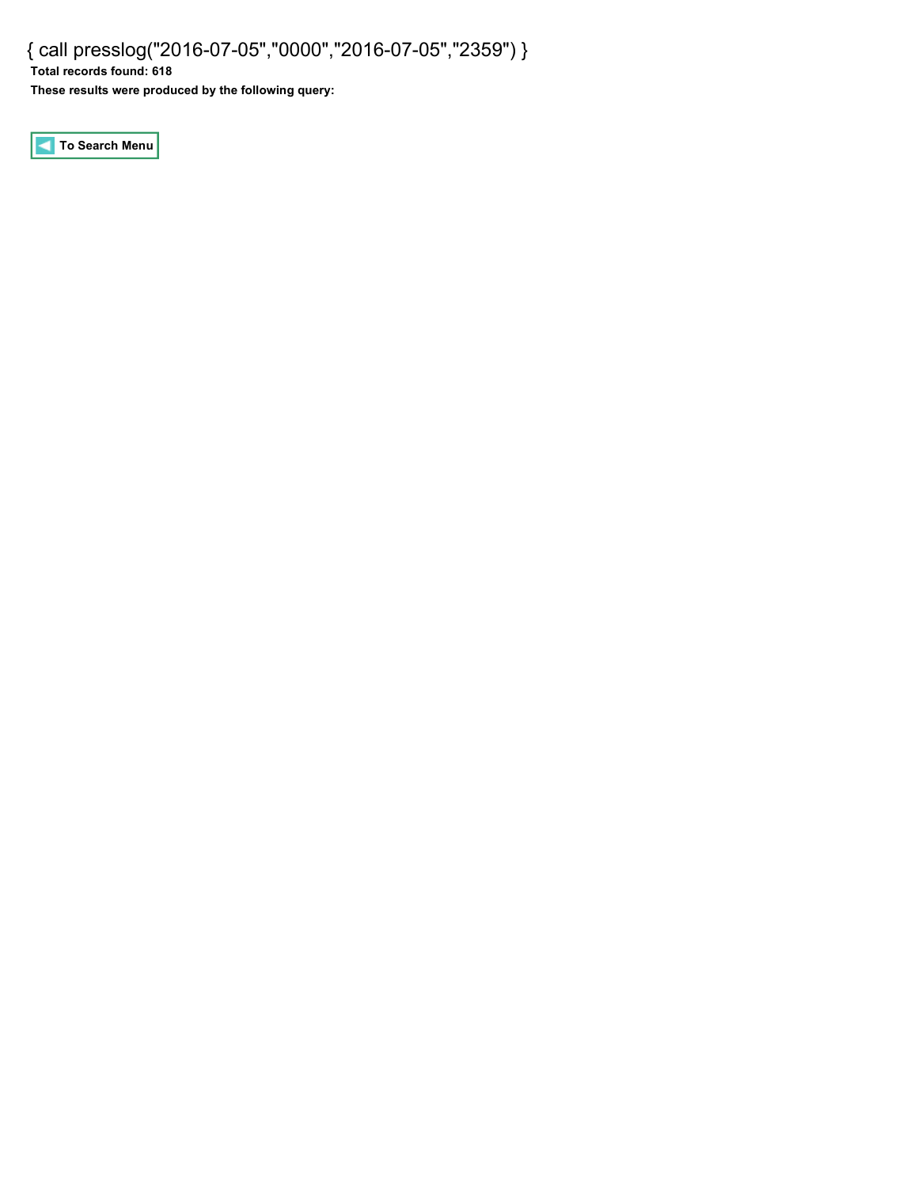{ call presslog("2016-07-05","0000","2016-07-05","2359") }

**Total records found: 618**

**These results were produced by the following query:**

**To Search Menu**